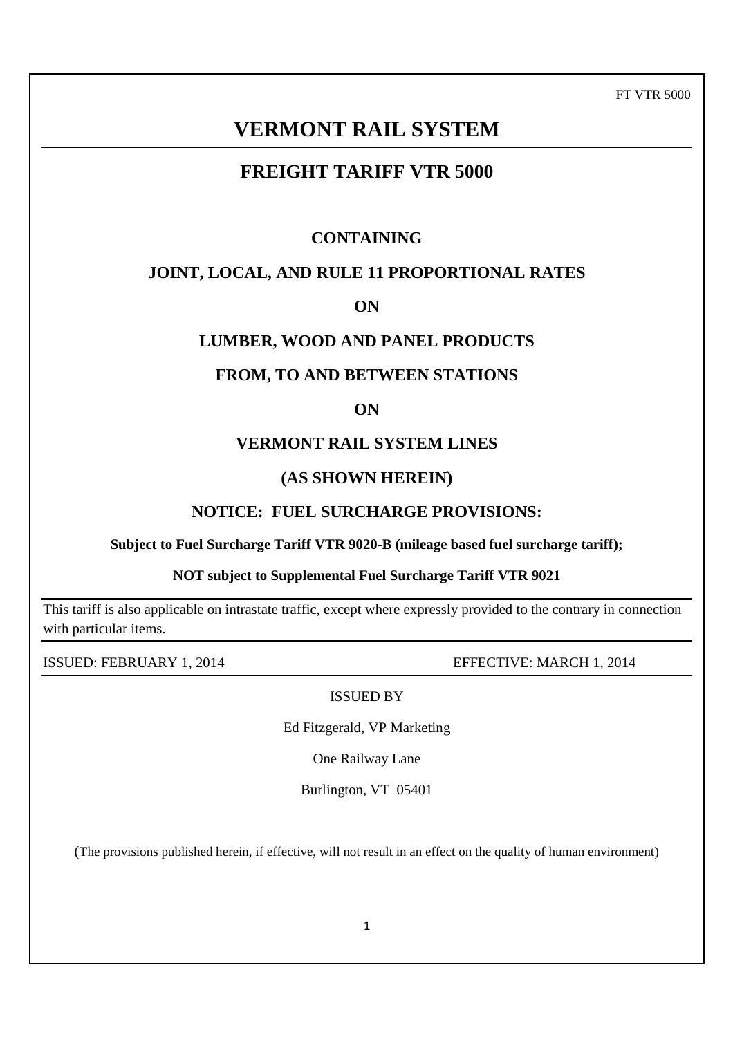FT VTR 5000

# VERMONT RAIL SYSTEM

## FREIGHT TARIFF VTR 5000

**CONTAINING**

**JOINT, LOCAL, AND RULE 11 PROPORTIONAL RATES**

**ON**

**LUMBER, WOOD AND PANEL PRODUCTS**

**FROM, TO AND BETWEEN STATIONS**

**ON**

**VERMONT RAIL SYSTEM LINES**

**(AS SHOWN HEREIN)**

**NOTICE: FUEL SURCHARGE PROVISIONS:**

**Subject to Fuel Surcharge Tariff VTR 9020-B (mileage based fuel surcharge tariff);**

**NOT subject to Supplemental Fuel Surcharge Tariff VTR 9021**

This tariff is also applicable on intrastate traffic, except where expressly provided to the contrary in connection with particular items.

ISSUED: FEBRUARY 1, 2014 EFFECTIVE: MARCH 1, 2014

ISSUED BY

Ed Fitzgerald, VP Marketing

One Railway Lane

Burlington, VT 05401

(The provisions published herein, if effective, will not result in an effect on the quality of human environment)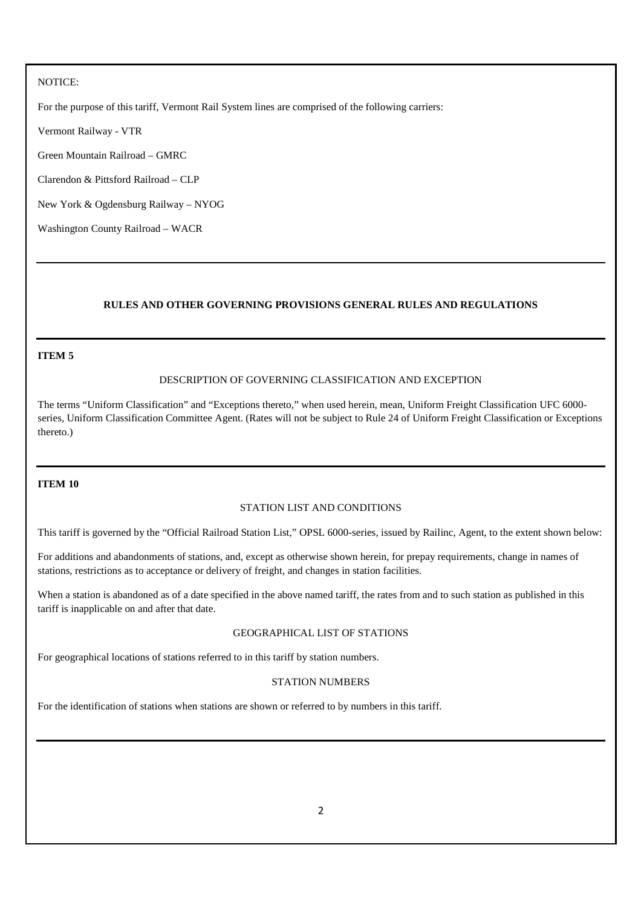NOTICE:

For the purpose of this tariff, Vermont Rail System lines are comprised of the following carriers:

Vermont Railway - VTR

Green Mountain Railroad – GMRC

Clarendon & Pittsford Railroad – CLP

New York & Ogdensburg Railway – NYOG

Washington County Railroad – WACR

---

## RULES AND OTHER GOVERNING PROVISIONS GENERAL RULES AND REGULATIONS

---

### ITEM 5

DESCRIPTION OF GOVERNING CLASSIFICATION AND EXCEPTION

The terms "Uniform Classification" and "Exceptions thereto," when used herein, mean, Uniform Freight Classification UFC 6000-series, Uniform Classification Committee Agent. (Rates will not be subject to Rule 24 of Uniform Freight Classification or Exceptions thereto.)

---

### ITEM 10

STATION LIST AND CONDITIONS

This tariff is governed by the "Official Railroad Station List," OPSL 6000-series, issued by Railinc, Agent, to the extent shown below:

For additions and abandonments of stations, and, except as otherwise shown herein, for prepay requirements, change in names of stations, restrictions as to acceptance or delivery of freight, and changes in station facilities.

When a station is abandoned as of a date specified in the above named tariff, the rates from and to such station as published in this tariff is inapplicable on and after that date.

GEOGRAPHICAL LIST OF STATIONS

For geographical locations of stations referred to in this tariff by station numbers.

STATION NUMBERS

For the identification of stations when stations are shown or referred to by numbers in this tariff.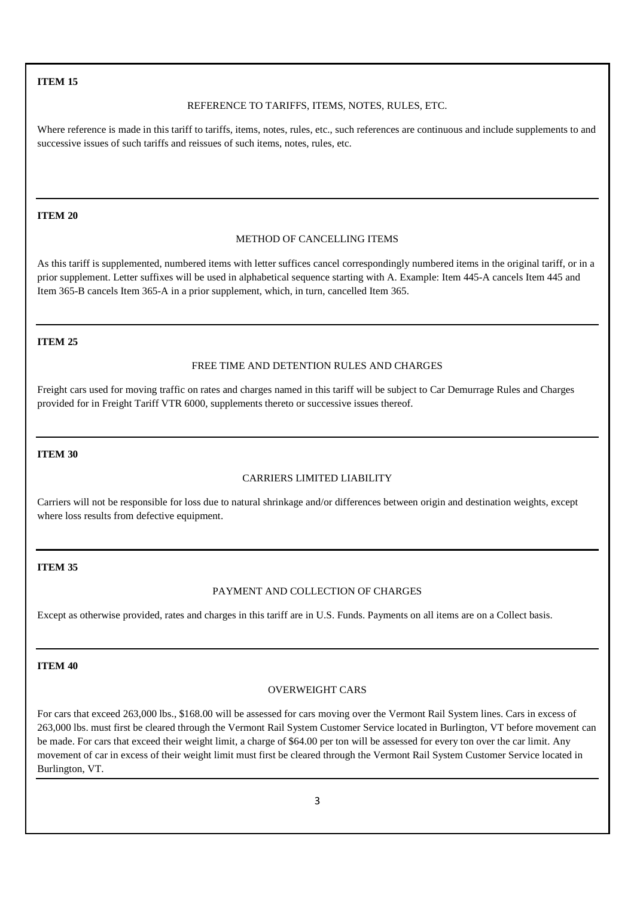**ITEM 15**

REFERENCE TO TARIFFS, ITEMS, NOTES, RULES, ETC.

Where reference is made in this tariff to tariffs, items, notes, rules, etc., such references are continuous and include supplements to and successive issues of such tariffs and reissues of such items, notes, rules, etc.

---

**ITEM 20**

METHOD OF CANCELLING ITEMS

As this tariff is supplemented, numbered items with letter suffices cancel correspondingly numbered items in the original tariff, or in a prior supplement. Letter suffixes will be used in alphabetical sequence starting with A. Example: Item 445-A cancels Item 445 and Item 365-B cancels Item 365-A in a prior supplement, which, in turn, cancelled Item 365.

---

**ITEM 25**

FREE TIME AND DETENTION RULES AND CHARGES

Freight cars used for moving traffic on rates and charges named in this tariff will be subject to Car Demurrage Rules and Charges provided for in Freight Tariff VTR 6000, supplements thereto or successive issues thereof.

---

**ITEM 30**

CARRIERS LIMITED LIABILITY

Carriers will not be responsible for loss due to natural shrinkage and/or differences between origin and destination weights, except where loss results from defective equipment.

---

**ITEM 35**

PAYMENT AND COLLECTION OF CHARGES

Except as otherwise provided, rates and charges in this tariff are in U.S. Funds. Payments on all items are on a Collect basis.

---

**ITEM 40**

OVERWEIGHT CARS

For cars that exceed 263,000 lbs., $168.00 will be assessed for cars moving over the Vermont Rail System lines. Cars in excess of 263,000 lbs. must first be cleared through the Vermont Rail System Customer Service located in Burlington, VT before movement can be made. For cars that exceed their weight limit, a charge of $64.00 per ton will be assessed for every ton over the car limit. Any movement of car in excess of their weight limit must first be cleared through the Vermont Rail System Customer Service located in Burlington, VT.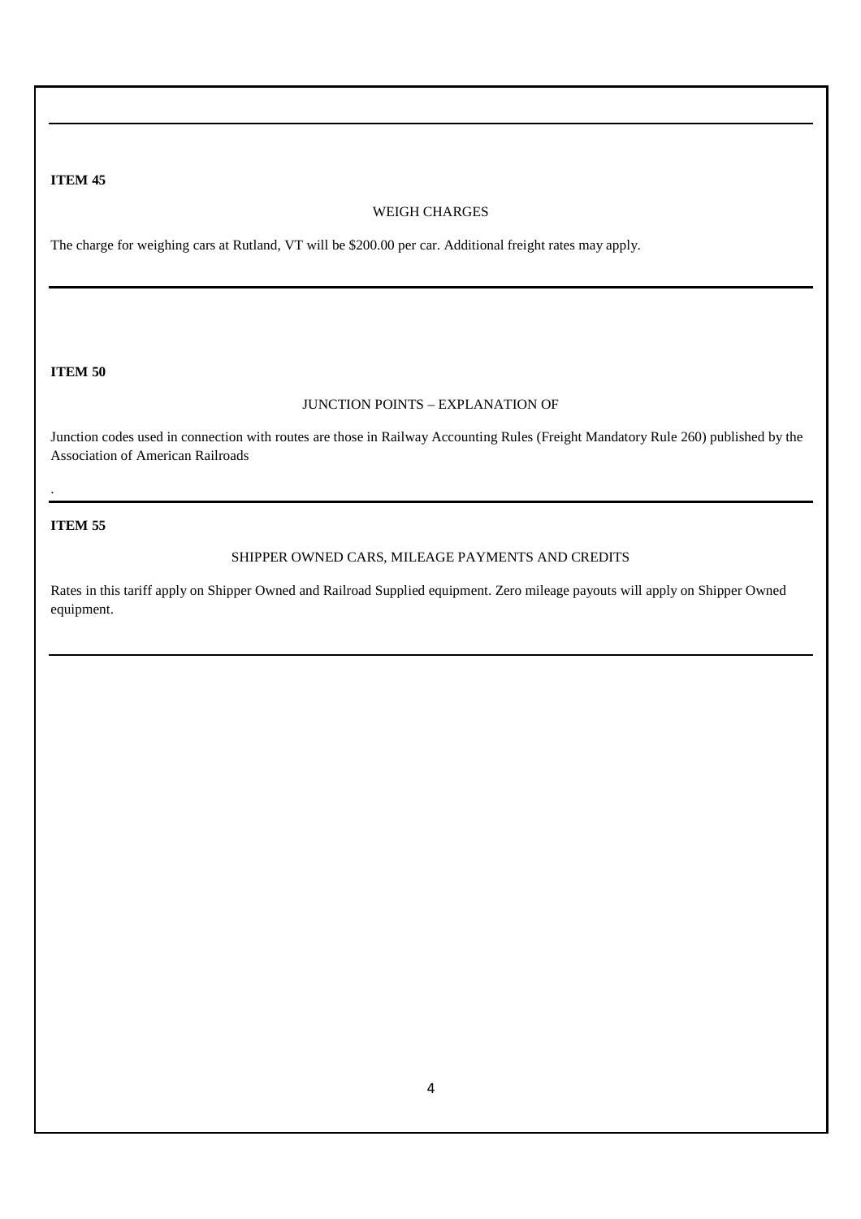**ITEM 45**

WEIGH CHARGES

The charge for weighing cars at Rutland, VT will be $200.00 per car. Additional freight rates may apply.

**ITEM 50**

JUNCTION POINTS – EXPLANATION OF

Junction codes used in connection with routes are those in Railway Accounting Rules (Freight Mandatory Rule 260) published by the Association of American Railroads

.

**ITEM 55**

SHIPPER OWNED CARS, MILEAGE PAYMENTS AND CREDITS

Rates in this tariff apply on Shipper Owned and Railroad Supplied equipment. Zero mileage payouts will apply on Shipper Owned equipment.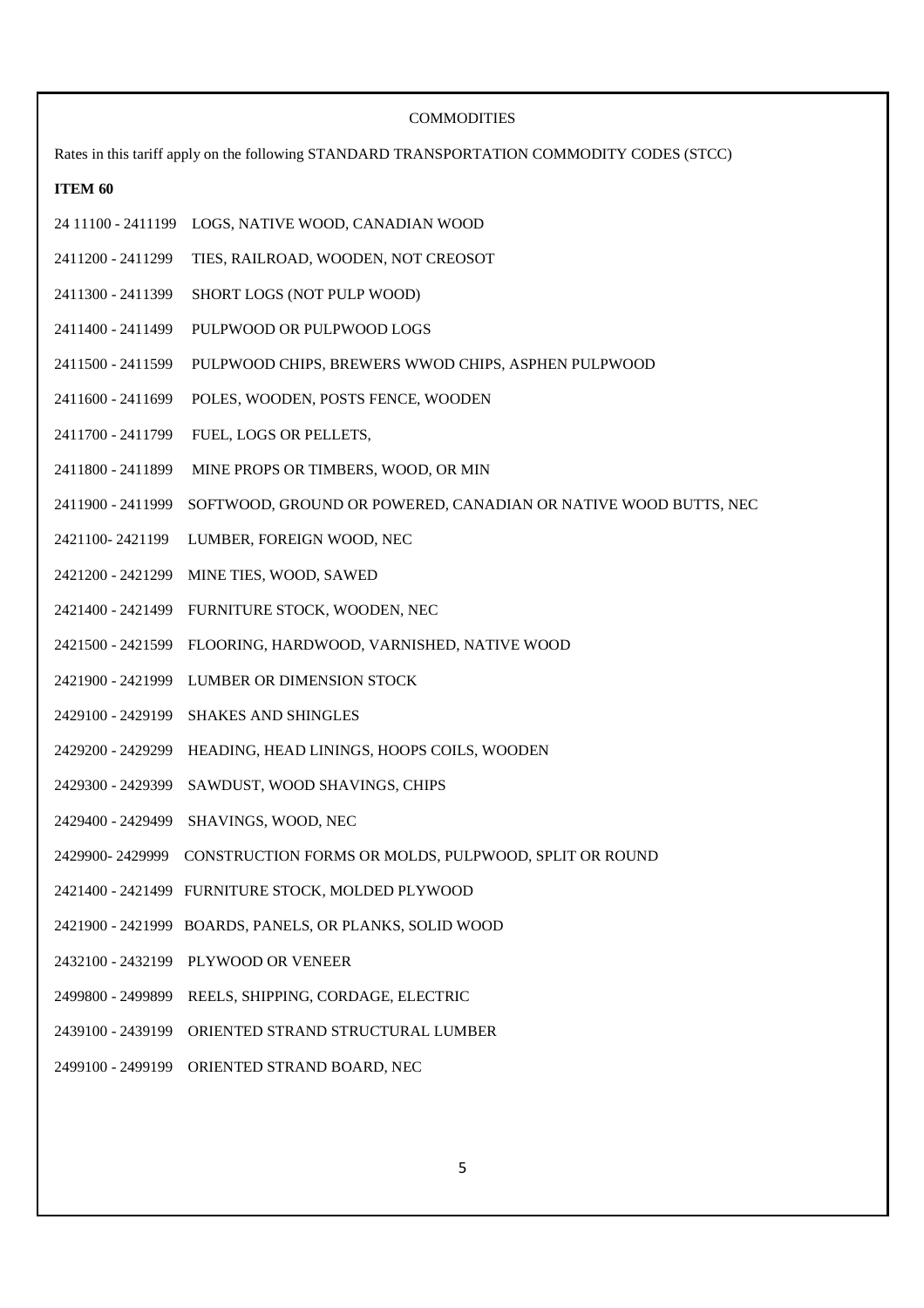COMMODITIES

Rates in this tariff apply on the following STANDARD TRANSPORTATION COMMODITY CODES (STCC)

**ITEM 60**

24 11100 - 2411199 LOGS, NATIVE WOOD, CANADIAN WOOD

2411200 - 2411299 TIES, RAILROAD, WOODEN, NOT CREOSOT

2411300 - 2411399 SHORT LOGS (NOT PULP WOOD)

2411400 - 2411499 PULPWOOD OR PULPWOOD LOGS

2411500 - 2411599 PULPWOOD CHIPS, BREWERS WWOD CHIPS, ASPHEN PULPWOOD

2411600 - 2411699 POLES, WOODEN, POSTS FENCE, WOODEN

2411700 - 2411799 FUEL, LOGS OR PELLETS,

2411800 - 2411899 MINE PROPS OR TIMBERS, WOOD, OR MIN

2411900 - 2411999 SOFTWOOD, GROUND OR POWERED, CANADIAN OR NATIVE WOOD BUTTS, NEC

2421100- 2421199 LUMBER, FOREIGN WOOD, NEC

2421200 - 2421299 MINE TIES, WOOD, SAWED

2421400 - 2421499 FURNITURE STOCK, WOODEN, NEC

2421500 - 2421599 FLOORING, HARDWOOD, VARNISHED, NATIVE WOOD

2421900 - 2421999 LUMBER OR DIMENSION STOCK

2429100 - 2429199 SHAKES AND SHINGLES

2429200 - 2429299 HEADING, HEAD LININGS, HOOPS COILS, WOODEN

2429300 - 2429399 SAWDUST, WOOD SHAVINGS, CHIPS

2429400 - 2429499 SHAVINGS, WOOD, NEC

2429900- 2429999 CONSTRUCTION FORMS OR MOLDS, PULPWOOD, SPLIT OR ROUND

2421400 - 2421499 FURNITURE STOCK, MOLDED PLYWOOD

2421900 - 2421999 BOARDS, PANELS, OR PLANKS, SOLID WOOD

2432100 - 2432199 PLYWOOD OR VENEER

2499800 - 2499899 REELS, SHIPPING, CORDAGE, ELECTRIC

2439100 - 2439199 ORIENTED STRAND STRUCTURAL LUMBER

2499100 - 2499199 ORIENTED STRAND BOARD, NEC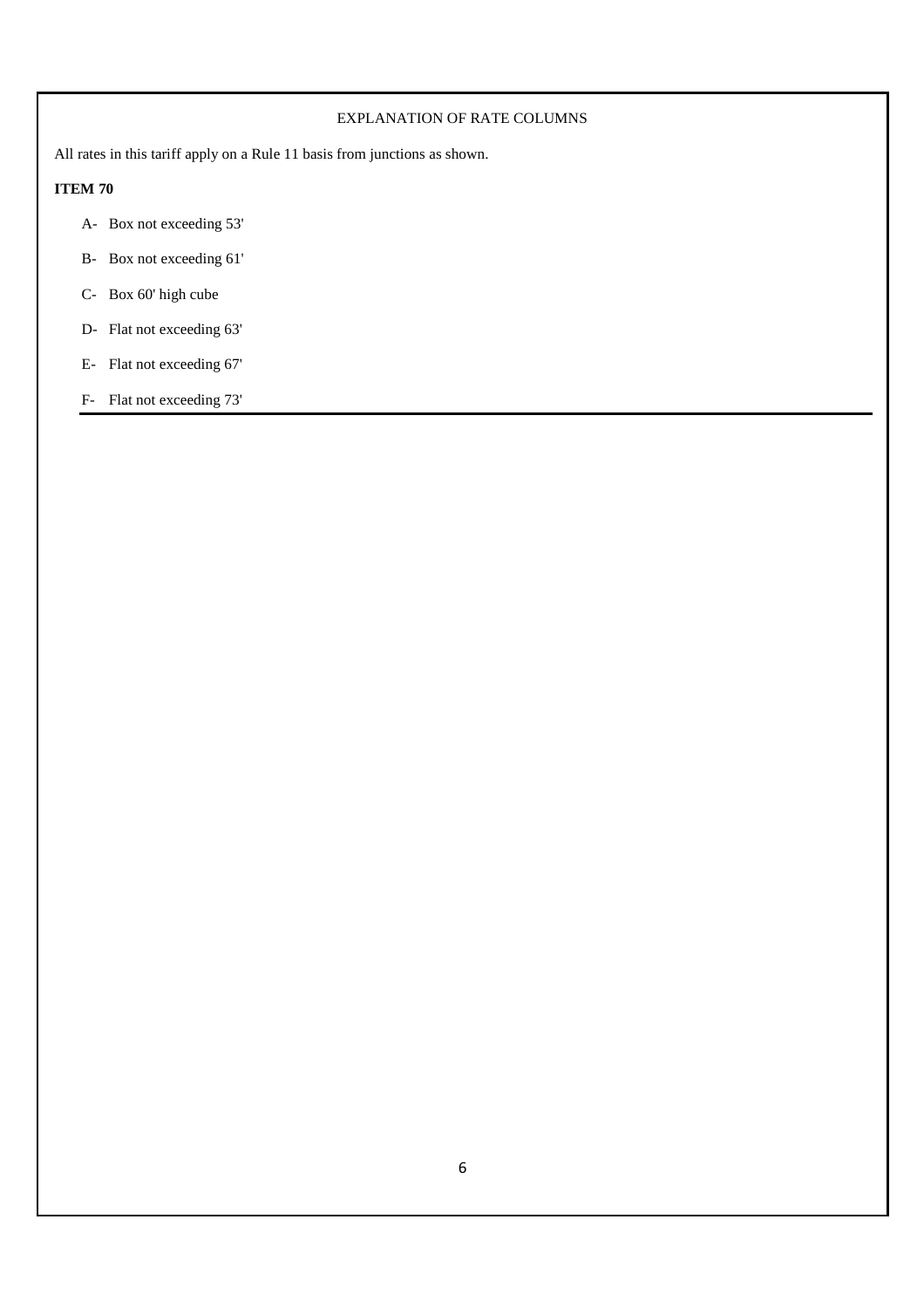EXPLANATION OF RATE COLUMNS

All rates in this tariff apply on a Rule 11 basis from junctions as shown.

**ITEM 70**

- A- Box not exceeding 53'
- B- Box not exceeding 61'
- C- Box 60' high cube
- D- Flat not exceeding 63'
- E- Flat not exceeding 67'
- F- Flat not exceeding 73'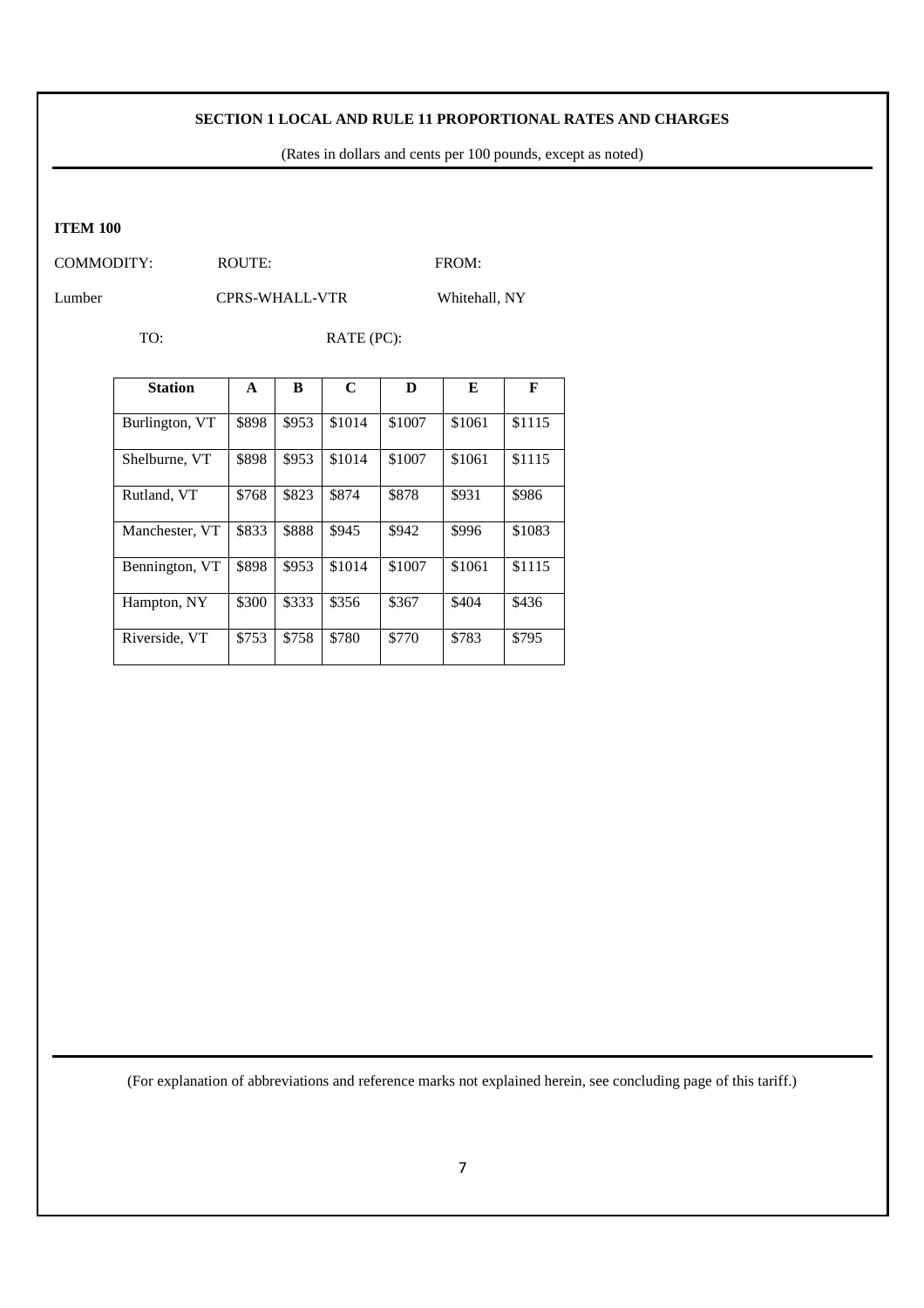**SECTION 1 LOCAL AND RULE 11 PROPORTIONAL RATES AND CHARGES**

(Rates in dollars and cents per 100 pounds, except as noted)

**ITEM 100**

| COMMODITY: | ROUTE: | FROM: |
|---|---|---|
| Lumber | CPRS-WHALL-VTR | Whitehall, NY |

TO: RATE (PC):

| Station | A | B | C | D | E | F |
|---|---|---|---|---|---|---|
| Burlington, VT | $898 | $953 | $1014 | $1007 | $1061 | $1115 |
| Shelburne, VT | $898 | $953 | $1014 | $1007 | $1061 | $1115 |
| Rutland, VT | $768 | $823 | $874 | $878 | $931 | $986 |
| Manchester, VT | $833 | $888 | $945 | $942 | $996 | $1083 |
| Bennington, VT | $898 | $953 | $1014 | $1007 | $1061 | $1115 |
| Hampton, NY | $300 | $333 | $356 | $367 | $404 | $436 |
| Riverside, VT | $753 | $758 | $780 | $770 | $783 | $795 |

(For explanation of abbreviations and reference marks not explained herein, see concluding page of this tariff.)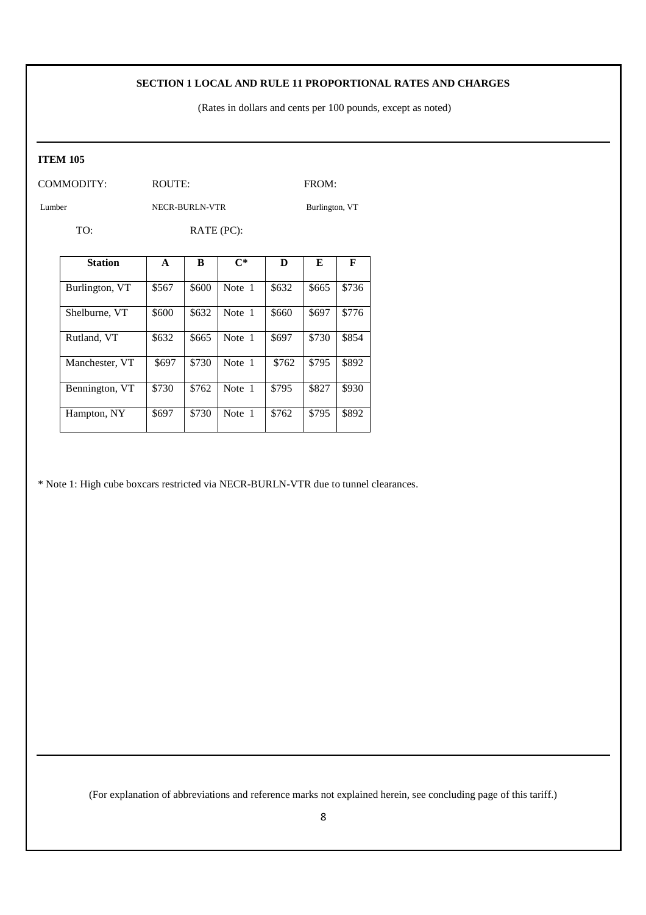**SECTION 1 LOCAL AND RULE 11 PROPORTIONAL RATES AND CHARGES**

(Rates in dollars and cents per 100 pounds, except as noted)

**ITEM 105**

| COMMODITY: | ROUTE: | FROM: |
|---|---|---|
| Lumber | NECR-BURLN-VTR | Burlington, VT |

TO: RATE (PC):

| Station | A | B | C* | D | E | F |
|---|---|---|---|---|---|---|
| Burlington, VT | $567 | $600 | Note 1 | $632 | $665 | $736 |
| Shelburne, VT | $600 | $632 | Note 1 | $660 | $697 | $776 |
| Rutland, VT | $632 | $665 | Note 1 | $697 | $730 | $854 |
| Manchester, VT | $697 | $730 | Note 1 | $762 | $795 | $892 |
| Bennington, VT | $730 | $762 | Note 1 | $795 | $827 | $930 |
| Hampton, NY | $697 | $730 | Note 1 | $762 | $795 | $892 |

* Note 1: High cube boxcars restricted via NECR-BURLN-VTR due to tunnel clearances.

(For explanation of abbreviations and reference marks not explained herein, see concluding page of this tariff.)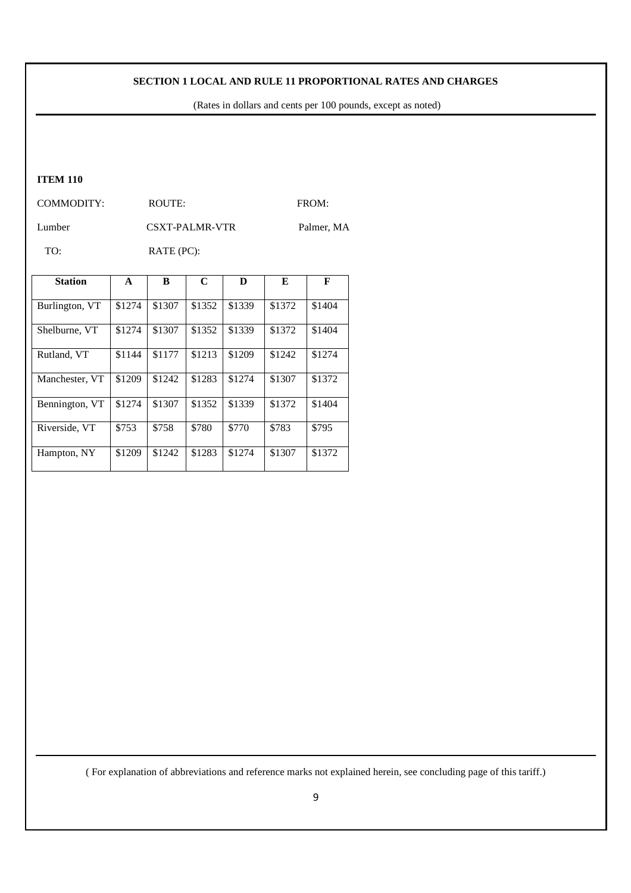**SECTION 1 LOCAL AND RULE 11 PROPORTIONAL RATES AND CHARGES**

(Rates in dollars and cents per 100 pounds, except as noted)

**ITEM 110**

| COMMODITY: | ROUTE: | FROM: |
|---|---|---|
| Lumber | CSXT-PALMR-VTR | Palmer, MA |

TO: RATE (PC):

| Station | A | B | C | D | E | F |
|---|---|---|---|---|---|---|
| Burlington, VT | $1274 | $1307 | $1352 | $1339 | $1372 | $1404 |
| Shelburne, VT | $1274 | $1307 | $1352 | $1339 | $1372 | $1404 |
| Rutland, VT | $1144 | $1177 | $1213 | $1209 | $1242 | $1274 |
| Manchester, VT | $1209 | $1242 | $1283 | $1274 | $1307 | $1372 |
| Bennington, VT | $1274 | $1307 | $1352 | $1339 | $1372 | $1404 |
| Riverside, VT | $753 | $758 | $780 | $770 | $783 | $795 |
| Hampton, NY | $1209 | $1242 | $1283 | $1274 | $1307 | $1372 |

( For explanation of abbreviations and reference marks not explained herein, see concluding page of this tariff.)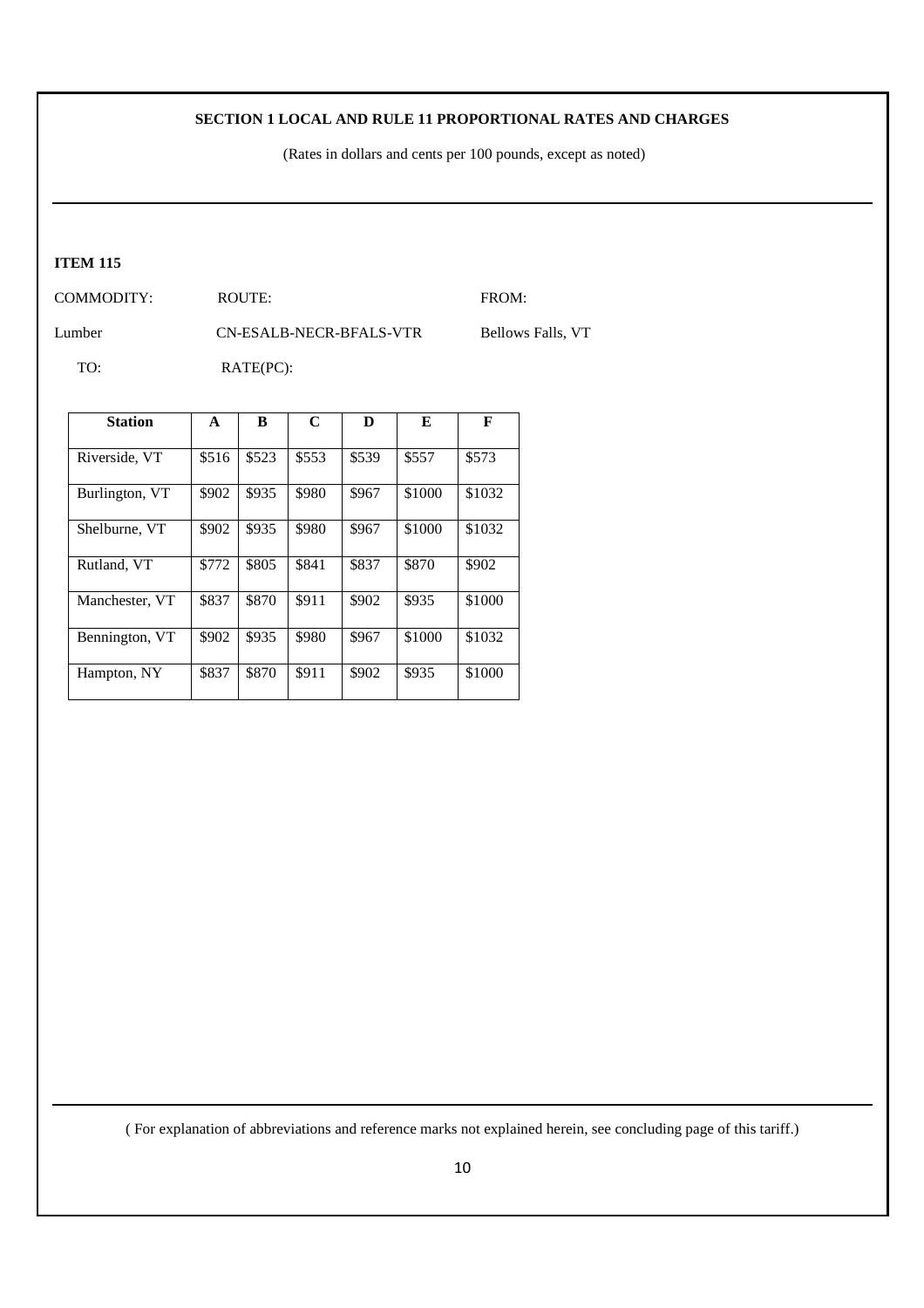**SECTION 1 LOCAL AND RULE 11 PROPORTIONAL RATES AND CHARGES**

(Rates in dollars and cents per 100 pounds, except as noted)

**ITEM 115**

COMMODITY: Lumber

ROUTE: CN-ESALB-NECR-BFALS-VTR

FROM: Bellows Falls, VT

TO:

RATE(PC):

| Station | A | B | C | D | E | F |
|---|---|---|---|---|---|---|
| Riverside, VT | $516 | $523 | $553 | $539 | $557 | $573 |
| Burlington, VT | $902 | $935 | $980 | $967 | $1000 | $1032 |
| Shelburne, VT | $902 | $935 | $980 | $967 | $1000 | $1032 |
| Rutland, VT | $772 | $805 | $841 | $837 | $870 | $902 |
| Manchester, VT | $837 | $870 | $911 | $902 | $935 | $1000 |
| Bennington, VT | $902 | $935 | $980 | $967 | $1000 | $1032 |
| Hampton, NY | $837 | $870 | $911 | $902 | $935 | $1000 |

( For explanation of abbreviations and reference marks not explained herein, see concluding page of this tariff.)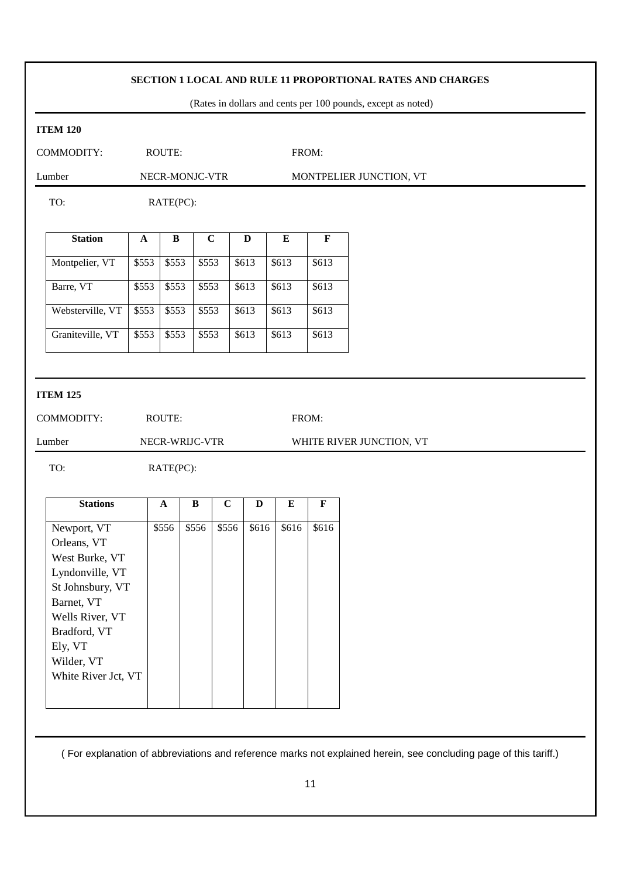## SECTION 1 LOCAL AND RULE 11 PROPORTIONAL RATES AND CHARGES

(Rates in dollars and cents per 100 pounds, except as noted)

### ITEM 120

| COMMODITY: | ROUTE: | FROM: |
|---|---|---|
| Lumber | NECR-MONJC-VTR | MONTPELIER JUNCTION, VT |

TO: RATE(PC):

| Station | A | B | C | D | E | F |
|---|---|---|---|---|---|---|
| Montpelier, VT | $553 | $553 | $553 | $613 | $613 | $613 |
| Barre, VT | $553 | $553 | $553 | $613 | $613 | $613 |
| Websterville, VT | $553 | $553 | $553 | $613 | $613 | $613 |
| Graniteville, VT | $553 | $553 | $553 | $613 | $613 | $613 |

### ITEM 125

| COMMODITY: | ROUTE: | FROM: |
|---|---|---|
| Lumber | NECR-WRIJC-VTR | WHITE RIVER JUNCTION, VT |

TO: RATE(PC):

| Stations | A | B | C | D | E | F |
|---|---|---|---|---|---|---|
| Newport, VT<br>Orleans, VT<br>West Burke, VT<br>Lyndonville, VT<br>St Johnsbury, VT<br>Barnet, VT<br>Wells River, VT<br>Bradford, VT<br>Ely, VT<br>Wilder, VT<br>White River Jct, VT | $556 | $556 | $556 | $616 | $616 | $616 |

( For explanation of abbreviations and reference marks not explained herein, see concluding page of this tariff.)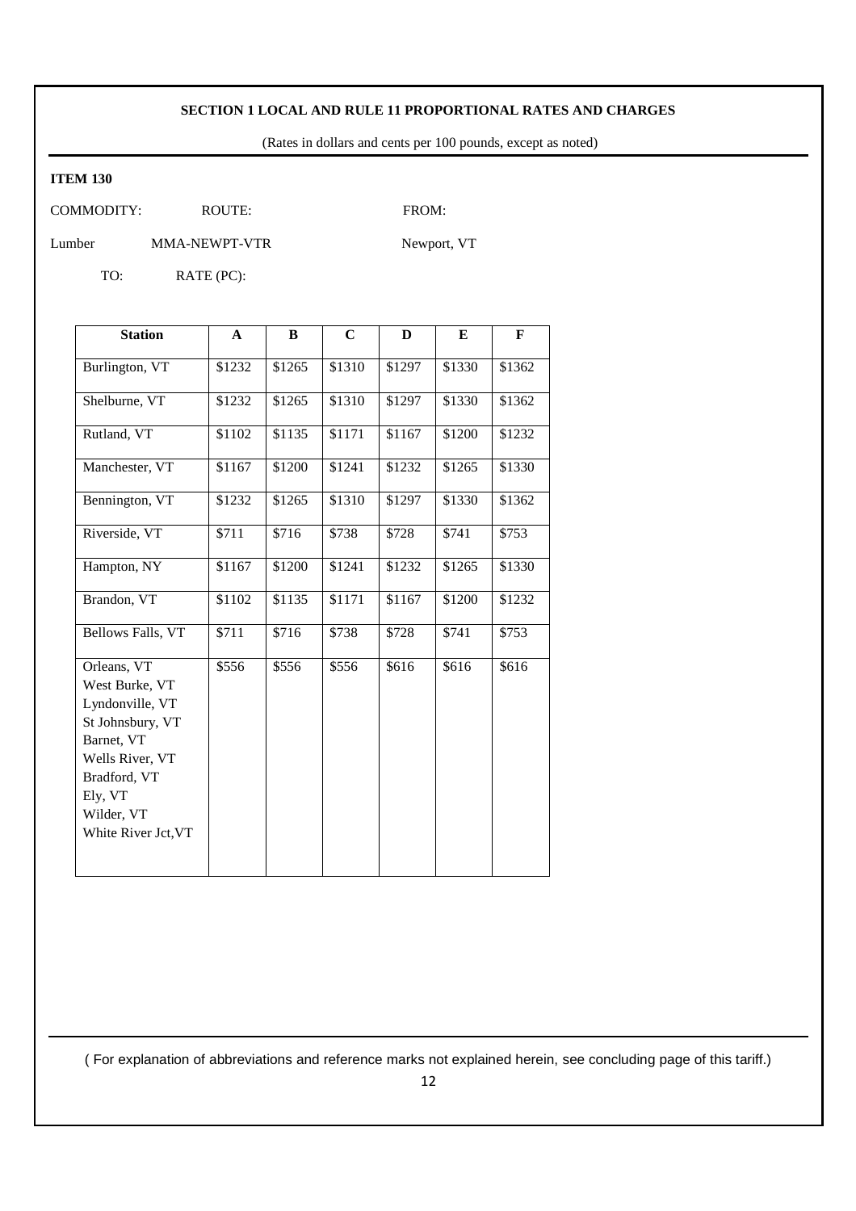**SECTION 1 LOCAL AND RULE 11 PROPORTIONAL RATES AND CHARGES**

(Rates in dollars and cents per 100 pounds, except as noted)

**ITEM 130**

COMMODITY: Lumber

ROUTE: MMA-NEWPT-VTR

FROM: Newport, VT

TO:

RATE (PC):

| Station | A | B | C | D | E | F |
|---|---|---|---|---|---|---|
| Burlington, VT | $1232 | $1265 | $1310 | $1297 | $1330 | $1362 |
| Shelburne, VT | $1232 | $1265 | $1310 | $1297 | $1330 | $1362 |
| Rutland, VT | $1102 | $1135 | $1171 | $1167 | $1200 | $1232 |
| Manchester, VT | $1167 | $1200 | $1241 | $1232 | $1265 | $1330 |
| Bennington, VT | $1232 | $1265 | $1310 | $1297 | $1330 | $1362 |
| Riverside, VT | $711 | $716 | $738 | $728 | $741 | $753 |
| Hampton, NY | $1167 | $1200 | $1241 | $1232 | $1265 | $1330 |
| Brandon, VT | $1102 | $1135 | $1171 | $1167 | $1200 | $1232 |
| Bellows Falls, VT | $711 | $716 | $738 | $728 | $741 | $753 |
| Orleans, VT<br>West Burke, VT<br>Lyndonville, VT<br>St Johnsbury, VT<br>Barnet, VT<br>Wells River, VT<br>Bradford, VT<br>Ely, VT<br>Wilder, VT<br>White River Jct,VT | $556 | $556 | $556 | $616 | $616 | $616 |

( For explanation of abbreviations and reference marks not explained herein, see concluding page of this tariff.)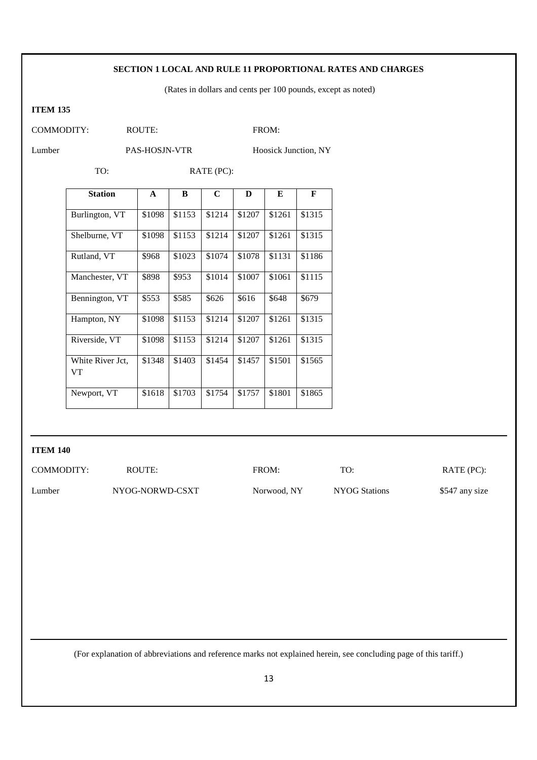## SECTION 1 LOCAL AND RULE 11 PROPORTIONAL RATES AND CHARGES

(Rates in dollars and cents per 100 pounds, except as noted)

### ITEM 135

| COMMODITY: | ROUTE: | FROM: |
|---|---|---|
| Lumber | PAS-HOSJN-VTR | Hoosick Junction, NY |

TO: RATE (PC):

| Station | A | B | C | D | E | F |
|---|---|---|---|---|---|---|
| Burlington, VT | $1098 | $1153 | $1214 | $1207 | $1261 | $1315 |
| Shelburne, VT | $1098 | $1153 | $1214 | $1207 | $1261 | $1315 |
| Rutland, VT | $968 | $1023 | $1074 | $1078 | $1131 | $1186 |
| Manchester, VT | $898 | $953 | $1014 | $1007 | $1061 | $1115 |
| Bennington, VT | $553 | $585 | $626 | $616 | $648 | $679 |
| Hampton, NY | $1098 | $1153 | $1214 | $1207 | $1261 | $1315 |
| Riverside, VT | $1098 | $1153 | $1214 | $1207 | $1261 | $1315 |
| White River Jct, VT | $1348 | $1403 | $1454 | $1457 | $1501 | $1565 |
| Newport, VT | $1618 | $1703 | $1754 | $1757 | $1801 | $1865 |

### ITEM 140

| COMMODITY: | ROUTE: | FROM: | TO: | RATE (PC): |
|---|---|---|---|---|
| Lumber | NYOG-NORWD-CSXT | Norwood, NY | NYOG Stations | $547 any size |

(For explanation of abbreviations and reference marks not explained herein, see concluding page of this tariff.)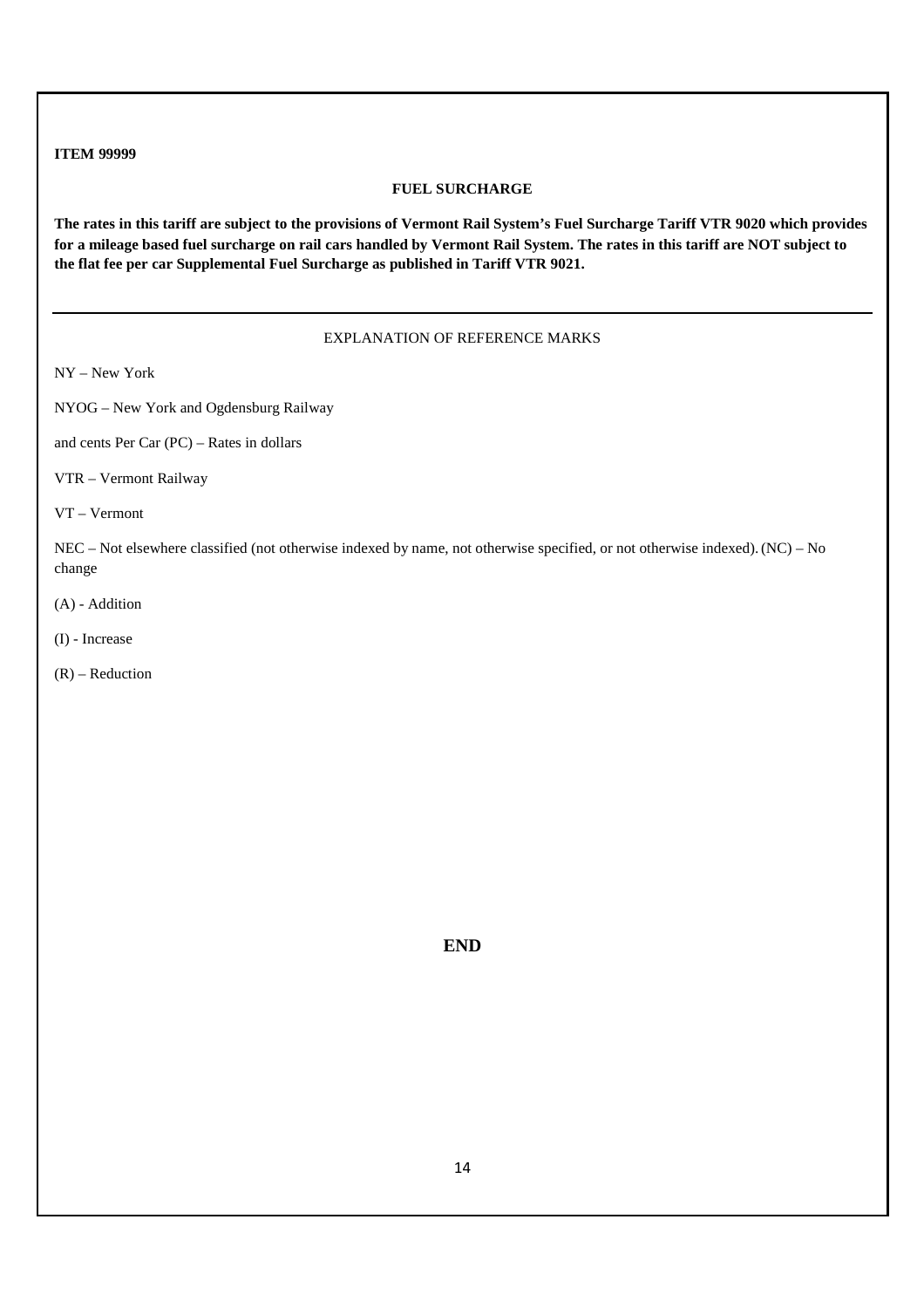**ITEM 99999**

**FUEL SURCHARGE**

**The rates in this tariff are subject to the provisions of Vermont Rail System's Fuel Surcharge Tariff VTR 9020 which provides for a mileage based fuel surcharge on rail cars handled by Vermont Rail System. The rates in this tariff are NOT subject to the flat fee per car Supplemental Fuel Surcharge as published in Tariff VTR 9021.**

---

EXPLANATION OF REFERENCE MARKS

NY – New York

NYOG – New York and Ogdensburg Railway

and cents Per Car (PC) – Rates in dollars

VTR – Vermont Railway

VT – Vermont

NEC – Not elsewhere classified (not otherwise indexed by name, not otherwise specified, or not otherwise indexed). (NC) – No change

(A) - Addition

(I) - Increase

(R) – Reduction

**END**